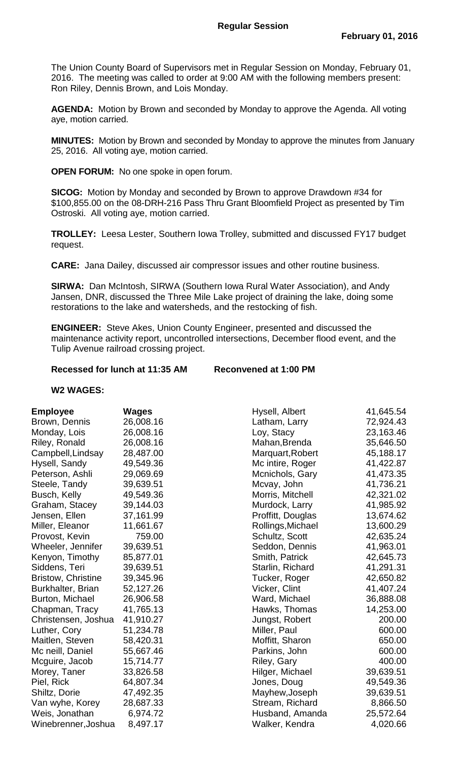**Regular Session**

**February 01, 2016**

The Union County Board of Supervisors met in Regular Session on Monday, February 01, 2016. The meeting was called to order at 9:00 AM with the following members present: Ron Riley, Dennis Brown, and Lois Monday.

**AGENDA:** Motion by Brown and seconded by Monday to approve the Agenda. All voting aye, motion carried.

**MINUTES:** Motion by Brown and seconded by Monday to approve the minutes from January 25, 2016. All voting aye, motion carried.

**OPEN FORUM:** No one spoke in open forum.

**SICOG:** Motion by Monday and seconded by Brown to approve Drawdown #34 for $100,855.00 on the 08-DRH-216 Pass Thru Grant Bloomfield Project as presented by Tim Ostroski. All voting aye, motion carried.

**TROLLEY:** Leesa Lester, Southern Iowa Trolley, submitted and discussed FY17 budget request.

**CARE:** Jana Dailey, discussed air compressor issues and other routine business.

**SIRWA:** Dan McIntosh, SIRWA (Southern Iowa Rural Water Association), and Andy Jansen, DNR, discussed the Three Mile Lake project of draining the lake, doing some restorations to the lake and watersheds, and the restocking of fish.

**ENGINEER:** Steve Akes, Union County Engineer, presented and discussed the maintenance activity report, uncontrolled intersections, December flood event, and the Tulip Avenue railroad crossing project.

**Recessed for lunch at 11:35 AM Reconvened at 1:00 PM**

**W2 WAGES:**

| Employee | Wages |
|---|---|
| Brown, Dennis | 26,008.16 |
| Monday, Lois | 26,008.16 |
| Riley, Ronald | 26,008.16 |
| Campbell,Lindsay | 28,487.00 |
| Hysell, Sandy | 49,549.36 |
| Peterson, Ashli | 29,069.69 |
| Steele, Tandy | 39,639.51 |
| Busch, Kelly | 49,549.36 |
| Graham, Stacey | 39,144.03 |
| Jensen, Ellen | 37,161.99 |
| Miller, Eleanor | 11,661.67 |
| Provost, Kevin | 759.00 |
| Wheeler, Jennifer | 39,639.51 |
| Kenyon, Timothy | 85,877.01 |
| Siddens, Teri | 39,639.51 |
| Bristow, Christine | 39,345.96 |
| Burkhalter, Brian | 52,127.26 |
| Burton, Michael | 26,906.58 |
| Chapman, Tracy | 41,765.13 |
| Christensen, Joshua | 41,910.27 |
| Luther, Cory | 51,234.78 |
| Maitlen, Steven | 58,420.31 |
| Mc neill, Daniel | 55,667.46 |
| Mcguire, Jacob | 15,714.77 |
| Morey, Taner | 33,826.58 |
| Piel, Rick | 64,807.34 |
| Shiltz, Dorie | 47,492.35 |
| Van wyhe, Korey | 28,687.33 |
| Weis, Jonathan | 6,974.72 |
| Winebrenner,Joshua | 8,497.17 |
| Hysell, Albert | 41,645.54 |
| Latham, Larry | 72,924.43 |
| Loy, Stacy | 23,163.46 |
| Mahan,Brenda | 35,646.50 |
| Marquart,Robert | 45,188.17 |
| Mc intire, Roger | 41,422.87 |
| Mcnichols, Gary | 41,473.35 |
| Mcvay, John | 41,736.21 |
| Morris, Mitchell | 42,321.02 |
| Murdock, Larry | 41,985.92 |
| Proffitt, Douglas | 13,674.62 |
| Rollings,Michael | 13,600.29 |
| Schultz, Scott | 42,635.24 |
| Seddon, Dennis | 41,963.01 |
| Smith, Patrick | 42,645.73 |
| Starlin, Richard | 41,291.31 |
| Tucker, Roger | 42,650.82 |
| Vicker, Clint | 41,407.24 |
| Ward, Michael | 36,888.08 |
| Hawks, Thomas | 14,253.00 |
| Jungst, Robert | 200.00 |
| Miller, Paul | 600.00 |
| Moffitt, Sharon | 650.00 |
| Parkins, John | 600.00 |
| Riley, Gary | 400.00 |
| Hilger, Michael | 39,639.51 |
| Jones, Doug | 49,549.36 |
| Mayhew,Joseph | 39,639.51 |
| Stream, Richard | 8,866.50 |
| Husband, Amanda | 25,572.64 |
| Walker, Kendra | 4,020.66 |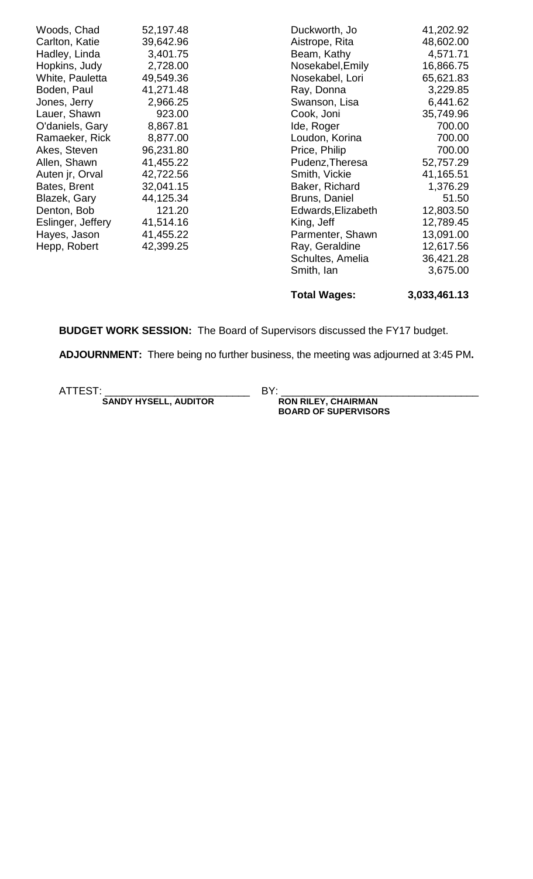| | | | |
|---|---|---|---|
| Woods, Chad | 52,197.48 | Duckworth, Jo | 41,202.92 |
| Carlton, Katie | 39,642.96 | Aistrope, Rita | 48,602.00 |
| Hadley, Linda | 3,401.75 | Beam, Kathy | 4,571.71 |
| Hopkins, Judy | 2,728.00 | Nosekabel,Emily | 16,866.75 |
| White, Pauletta | 49,549.36 | Nosekabel, Lori | 65,621.83 |
| Boden, Paul | 41,271.48 | Ray, Donna | 3,229.85 |
| Jones, Jerry | 2,966.25 | Swanson, Lisa | 6,441.62 |
| Lauer, Shawn | 923.00 | Cook, Joni | 35,749.96 |
| O'daniels, Gary | 8,867.81 | Ide, Roger | 700.00 |
| Ramaeker, Rick | 8,877.00 | Loudon, Korina | 700.00 |
| Akes, Steven | 96,231.80 | Price, Philip | 700.00 |
| Allen, Shawn | 41,455.22 | Pudenz,Theresa | 52,757.29 |
| Auten jr, Orval | 42,722.56 | Smith, Vickie | 41,165.51 |
| Bates, Brent | 32,041.15 | Baker, Richard | 1,376.29 |
| Blazek, Gary | 44,125.34 | Bruns, Daniel | 51.50 |
| Denton, Bob | 121.20 | Edwards,Elizabeth | 12,803.50 |
| Eslinger, Jeffery | 41,514.16 | King, Jeff | 12,789.45 |
| Hayes, Jason | 41,455.22 | Parmenter, Shawn | 13,091.00 |
| Hepp, Robert | 42,399.25 | Ray, Geraldine | 12,617.56 |
| | | Schultes, Amelia | 36,421.28 |
| | | Smith, Ian | 3,675.00 |
| | | **Total Wages:** | **3,033,461.13** |

**BUDGET WORK SESSION:** The Board of Supervisors discussed the FY17 budget.

**ADJOURNMENT:** There being no further business, the meeting was adjourned at 3:45 PM**.**

ATTEST: ___________________________ BY: ___________________________________

**SANDY HYSELL, AUDITOR**

**RON RILEY, CHAIRMAN**
**BOARD OF SUPERVISORS**